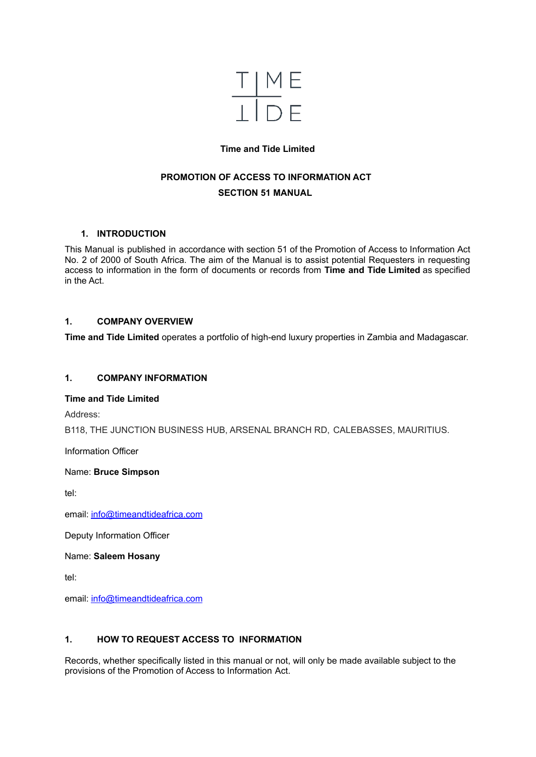TIME
TIDE

**Time and Tide Limited**

**PROMOTION OF ACCESS TO INFORMATION ACT**
**SECTION 51 MANUAL**

## 1. INTRODUCTION

This Manual is published in accordance with section 51 of the Promotion of Access to Information Act No. 2 of 2000 of South Africa. The aim of the Manual is to assist potential Requesters in requesting access to information in the form of documents or records from **Time and Tide Limited** as specified in the Act.

## 1. COMPANY OVERVIEW

**Time and Tide Limited** operates a portfolio of high-end luxury properties in Zambia and Madagascar.

## 1. COMPANY INFORMATION

**Time and Tide Limited**

Address:

B118, THE JUNCTION BUSINESS HUB, ARSENAL BRANCH RD, CALEBASSES, MAURITIUS.

Information Officer

Name: **Bruce Simpson**

tel:

email: info@timeandtideafrica.com

Deputy Information Officer

Name: **Saleem Hosany**

tel:

email: info@timeandtideafrica.com

## 1. HOW TO REQUEST ACCESS TO INFORMATION

Records, whether specifically listed in this manual or not, will only be made available subject to the provisions of the Promotion of Access to Information Act.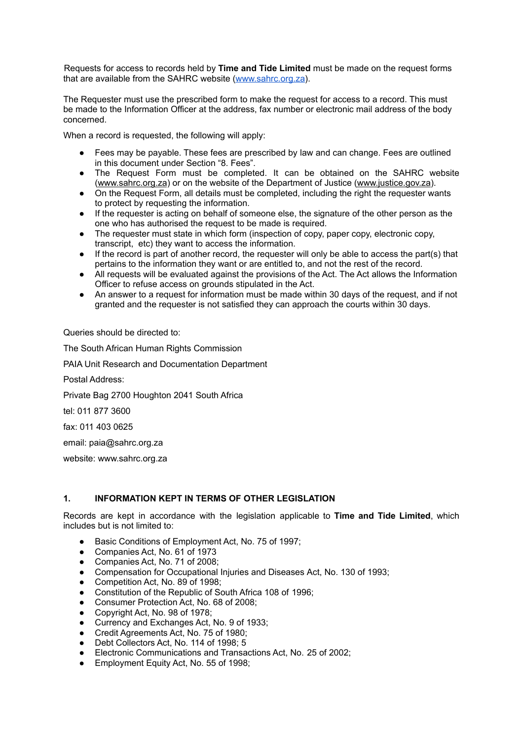Requests for access to records held by **Time and Tide Limited** must be made on the request forms that are available from the SAHRC website ([www.sahrc.org.za](www.sahrc.org.za)).

The Requester must use the prescribed form to make the request for access to a record. This must be made to the Information Officer at the address, fax number or electronic mail address of the body concerned.

When a record is requested, the following will apply:

- Fees may be payable. These fees are prescribed by law and can change. Fees are outlined in this document under Section "8. Fees".
- The Request Form must be completed. It can be obtained on the SAHRC website (www.sahrc.org.za) or on the website of the Department of Justice (www.justice.gov.za).
- On the Request Form, all details must be completed, including the right the requester wants to protect by requesting the information.
- If the requester is acting on behalf of someone else, the signature of the other person as the one who has authorised the request to be made is required.
- The requester must state in which form (inspection of copy, paper copy, electronic copy, transcript, etc) they want to access the information.
- If the record is part of another record, the requester will only be able to access the part(s) that pertains to the information they want or are entitled to, and not the rest of the record.
- All requests will be evaluated against the provisions of the Act. The Act allows the Information Officer to refuse access on grounds stipulated in the Act.
- An answer to a request for information must be made within 30 days of the request, and if not granted and the requester is not satisfied they can approach the courts within 30 days.

Queries should be directed to:

The South African Human Rights Commission

PAIA Unit Research and Documentation Department

Postal Address:

Private Bag 2700 Houghton 2041 South Africa

tel: 011 877 3600

fax: 011 403 0625

email: paia@sahrc.org.za

website: www.sahrc.org.za

## 1. INFORMATION KEPT IN TERMS OF OTHER LEGISLATION

Records are kept in accordance with the legislation applicable to **Time and Tide Limited**, which includes but is not limited to:

- Basic Conditions of Employment Act, No. 75 of 1997;
- Companies Act, No. 61 of 1973
- Companies Act, No. 71 of 2008;
- Compensation for Occupational Injuries and Diseases Act, No. 130 of 1993;
- Competition Act, No. 89 of 1998;
- Constitution of the Republic of South Africa 108 of 1996;
- Consumer Protection Act, No. 68 of 2008;
- Copyright Act, No. 98 of 1978;
- Currency and Exchanges Act, No. 9 of 1933;
- Credit Agreements Act, No. 75 of 1980;
- Debt Collectors Act, No. 114 of 1998; 5
- Electronic Communications and Transactions Act, No. 25 of 2002;
- Employment Equity Act, No. 55 of 1998;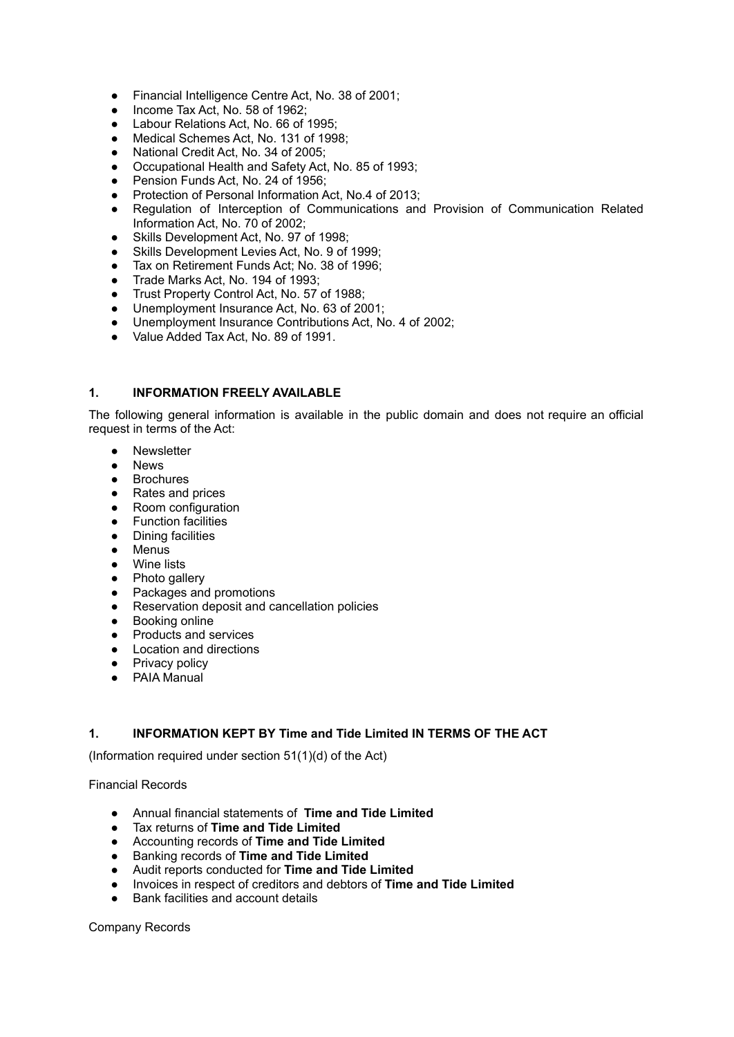- Financial Intelligence Centre Act, No. 38 of 2001;
- Income Tax Act, No. 58 of 1962;
- Labour Relations Act, No. 66 of 1995;
- Medical Schemes Act, No. 131 of 1998;
- National Credit Act, No. 34 of 2005;
- Occupational Health and Safety Act, No. 85 of 1993;
- Pension Funds Act, No. 24 of 1956;
- Protection of Personal Information Act, No.4 of 2013;
- Regulation of Interception of Communications and Provision of Communication Related Information Act, No. 70 of 2002;
- Skills Development Act, No. 97 of 1998;
- Skills Development Levies Act, No. 9 of 1999;
- Tax on Retirement Funds Act; No. 38 of 1996;
- Trade Marks Act, No. 194 of 1993;
- Trust Property Control Act, No. 57 of 1988;
- Unemployment Insurance Act, No. 63 of 2001;
- Unemployment Insurance Contributions Act, No. 4 of 2002;
- Value Added Tax Act, No. 89 of 1991.

## 1. INFORMATION FREELY AVAILABLE

The following general information is available in the public domain and does not require an official request in terms of the Act:

- Newsletter
- News
- Brochures
- Rates and prices
- Room configuration
- Function facilities
- Dining facilities
- Menus
- Wine lists
- Photo gallery
- Packages and promotions
- Reservation deposit and cancellation policies
- Booking online
- Products and services
- Location and directions
- Privacy policy
- PAIA Manual

## 1. INFORMATION KEPT BY Time and Tide Limited IN TERMS OF THE ACT

(Information required under section 51(1)(d) of the Act)

Financial Records

- Annual financial statements of **Time and Tide Limited**
- Tax returns of **Time and Tide Limited**
- Accounting records of **Time and Tide Limited**
- Banking records of **Time and Tide Limited**
- Audit reports conducted for **Time and Tide Limited**
- Invoices in respect of creditors and debtors of **Time and Tide Limited**
- Bank facilities and account details

Company Records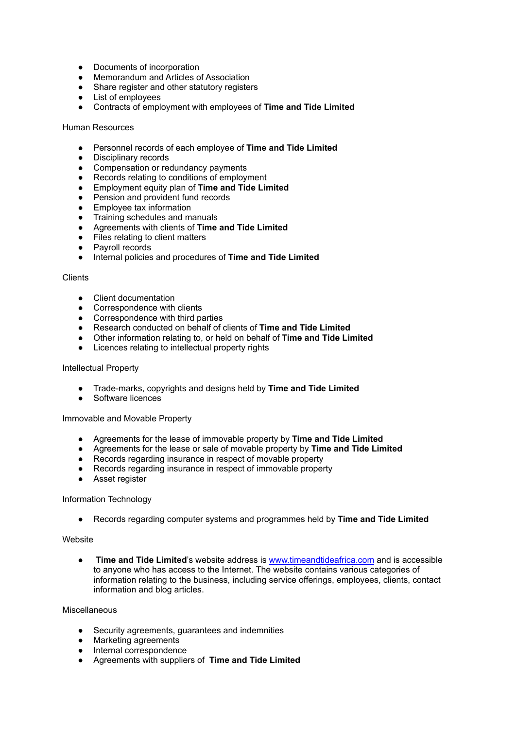- Documents of incorporation
- Memorandum and Articles of Association
- Share register and other statutory registers
- List of employees
- Contracts of employment with employees of **Time and Tide Limited**

Human Resources

- Personnel records of each employee of **Time and Tide Limited**
- Disciplinary records
- Compensation or redundancy payments
- Records relating to conditions of employment
- Employment equity plan of **Time and Tide Limited**
- Pension and provident fund records
- Employee tax information
- Training schedules and manuals
- Agreements with clients of **Time and Tide Limited**
- Files relating to client matters
- Payroll records
- Internal policies and procedures of **Time and Tide Limited**

Clients

- Client documentation
- Correspondence with clients
- Correspondence with third parties
- Research conducted on behalf of clients of **Time and Tide Limited**
- Other information relating to, or held on behalf of **Time and Tide Limited**
- Licences relating to intellectual property rights

Intellectual Property

- Trade-marks, copyrights and designs held by **Time and Tide Limited**
- Software licences

Immovable and Movable Property

- Agreements for the lease of immovable property by **Time and Tide Limited**
- Agreements for the lease or sale of movable property by **Time and Tide Limited**
- Records regarding insurance in respect of movable property
- Records regarding insurance in respect of immovable property
- Asset register

Information Technology

- Records regarding computer systems and programmes held by **Time and Tide Limited**

Website

- **Time and Tide Limited**'s website address is [www.timeandtideafrica.com](http://www.timeandtideafrica.com) and is accessible to anyone who has access to the Internet. The website contains various categories of information relating to the business, including service offerings, employees, clients, contact information and blog articles.

Miscellaneous

- Security agreements, guarantees and indemnities
- Marketing agreements
- Internal correspondence
- Agreements with suppliers of **Time and Tide Limited**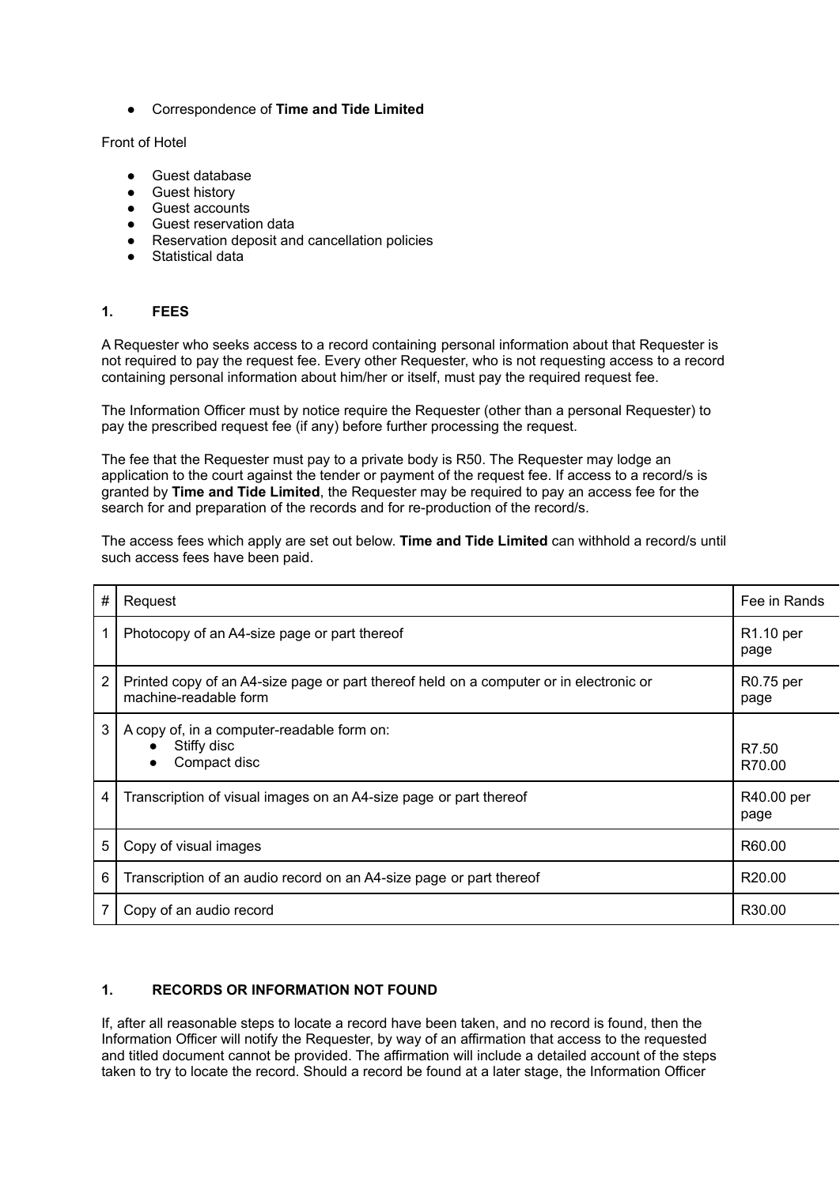- Correspondence of **Time and Tide Limited**

Front of Hotel

- Guest database
- Guest history
- Guest accounts
- Guest reservation data
- Reservation deposit and cancellation policies
- Statistical data

## 1. FEES

A Requester who seeks access to a record containing personal information about that Requester is not required to pay the request fee. Every other Requester, who is not requesting access to a record containing personal information about him/her or itself, must pay the required request fee.

The Information Officer must by notice require the Requester (other than a personal Requester) to pay the prescribed request fee (if any) before further processing the request.

The fee that the Requester must pay to a private body is R50. The Requester may lodge an application to the court against the tender or payment of the request fee. If access to a record/s is granted by **Time and Tide Limited**, the Requester may be required to pay an access fee for the search for and preparation of the records and for re-production of the record/s.

The access fees which apply are set out below. **Time and Tide Limited** can withhold a record/s until such access fees have been paid.

| # | Request | Fee in Rands |
|---|---|---|
| 1 | Photocopy of an A4-size page or part thereof | R1.10 per page |
| 2 | Printed copy of an A4-size page or part thereof held on a computer or in electronic or machine-readable form | R0.75 per page |
| 3 | A copy of, in a computer-readable form on:<br>• Stiffy disc<br>• Compact disc | R7.50<br>R70.00 |
| 4 | Transcription of visual images on an A4-size page or part thereof | R40.00 per page |
| 5 | Copy of visual images | R60.00 |
| 6 | Transcription of an audio record on an A4-size page or part thereof | R20.00 |
| 7 | Copy of an audio record | R30.00 |

## 1. RECORDS OR INFORMATION NOT FOUND

If, after all reasonable steps to locate a record have been taken, and no record is found, then the Information Officer will notify the Requester, by way of an affirmation that access to the requested and titled document cannot be provided. The affirmation will include a detailed account of the steps taken to try to locate the record. Should a record be found at a later stage, the Information Officer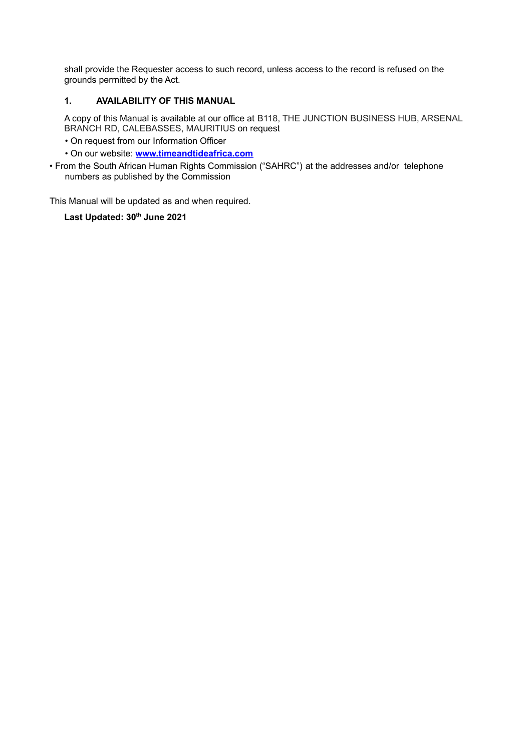shall provide the Requester access to such record, unless access to the record is refused on the grounds permitted by the Act.

## 1. AVAILABILITY OF THIS MANUAL

A copy of this Manual is available at our office at B118, THE JUNCTION BUSINESS HUB, ARSENAL BRANCH RD, CALEBASSES, MAURITIUS on request

- On request from our Information Officer
- On our website: **www.timeandtideafrica.com**
- From the South African Human Rights Commission ("SAHRC") at the addresses and/or telephone numbers as published by the Commission

This Manual will be updated as and when required.

**Last Updated: 30th June 2021**